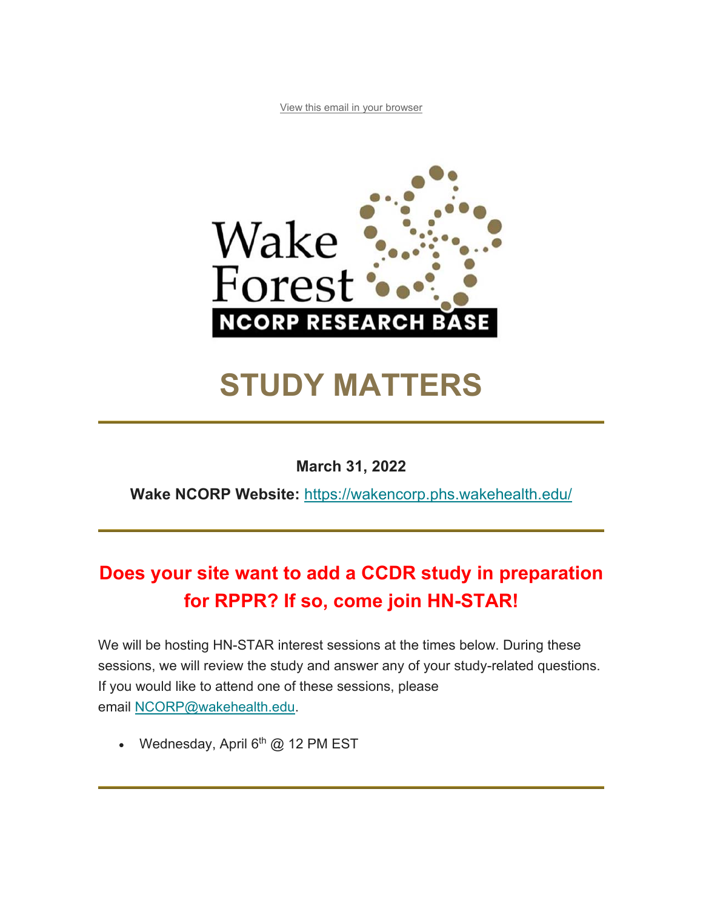View this email in your browser

Wake Forest NCORP RESEARCH BASE

# STUDY MATTERS

---

**March 31, 2022**

**Wake NCORP Website:** https://wakencorp.phs.wakehealth.edu/

---

## Does your site want to add a CCDR study in preparation for RPPR? If so, come join HN-STAR!

We will be hosting HN-STAR interest sessions at the times below. During these sessions, we will review the study and answer any of your study-related questions. If you would like to attend one of these sessions, please email NCORP@wakehealth.edu.

- Wednesday, April 6th @ 12 PM EST

---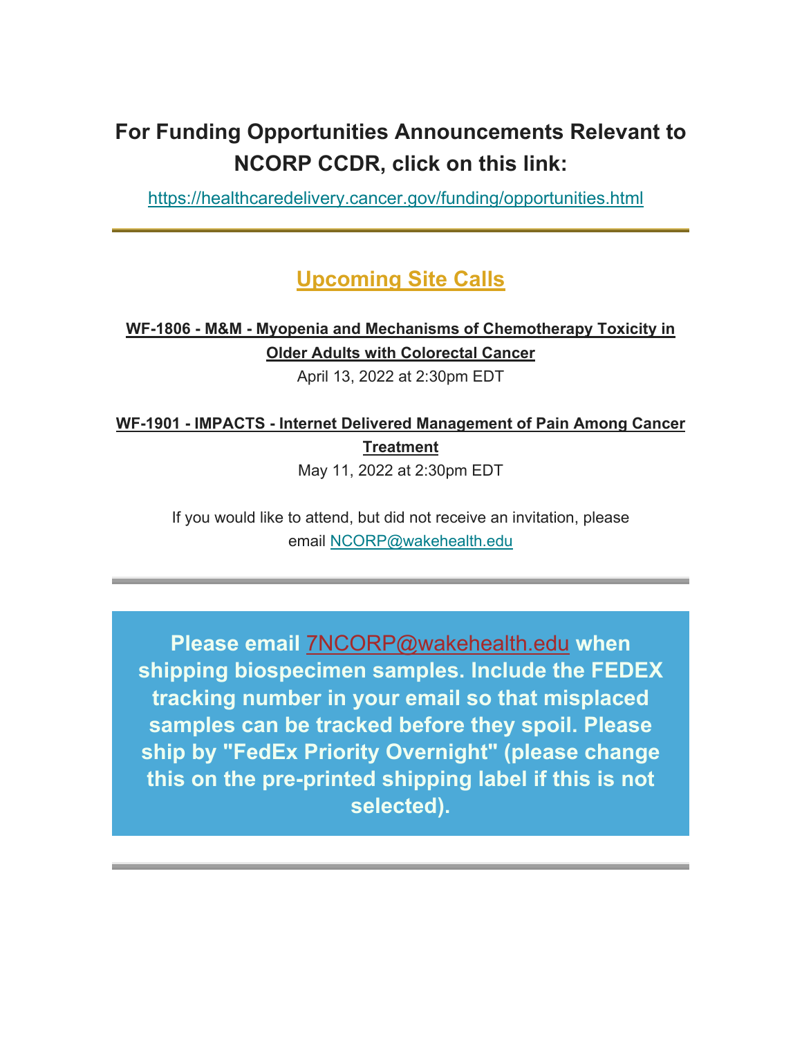## For Funding Opportunities Announcements Relevant to NCORP CCDR, click on this link:

https://healthcaredelivery.cancer.gov/funding/opportunities.html

---

## Upcoming Site Calls

**WF-1806 - M&M - Myopenia and Mechanisms of Chemotherapy Toxicity in Older Adults with Colorectal Cancer**

April 13, 2022 at 2:30pm EDT

**WF-1901 - IMPACTS - Internet Delivered Management of Pain Among Cancer Treatment**

May 11, 2022 at 2:30pm EDT

If you would like to attend, but did not receive an invitation, please email NCORP@wakehealth.edu

---

**Please email 7NCORP@wakehealth.edu when shipping biospecimen samples. Include the FEDEX tracking number in your email so that misplaced samples can be tracked before they spoil. Please ship by "FedEx Priority Overnight" (please change this on the pre-printed shipping label if this is not selected).**

---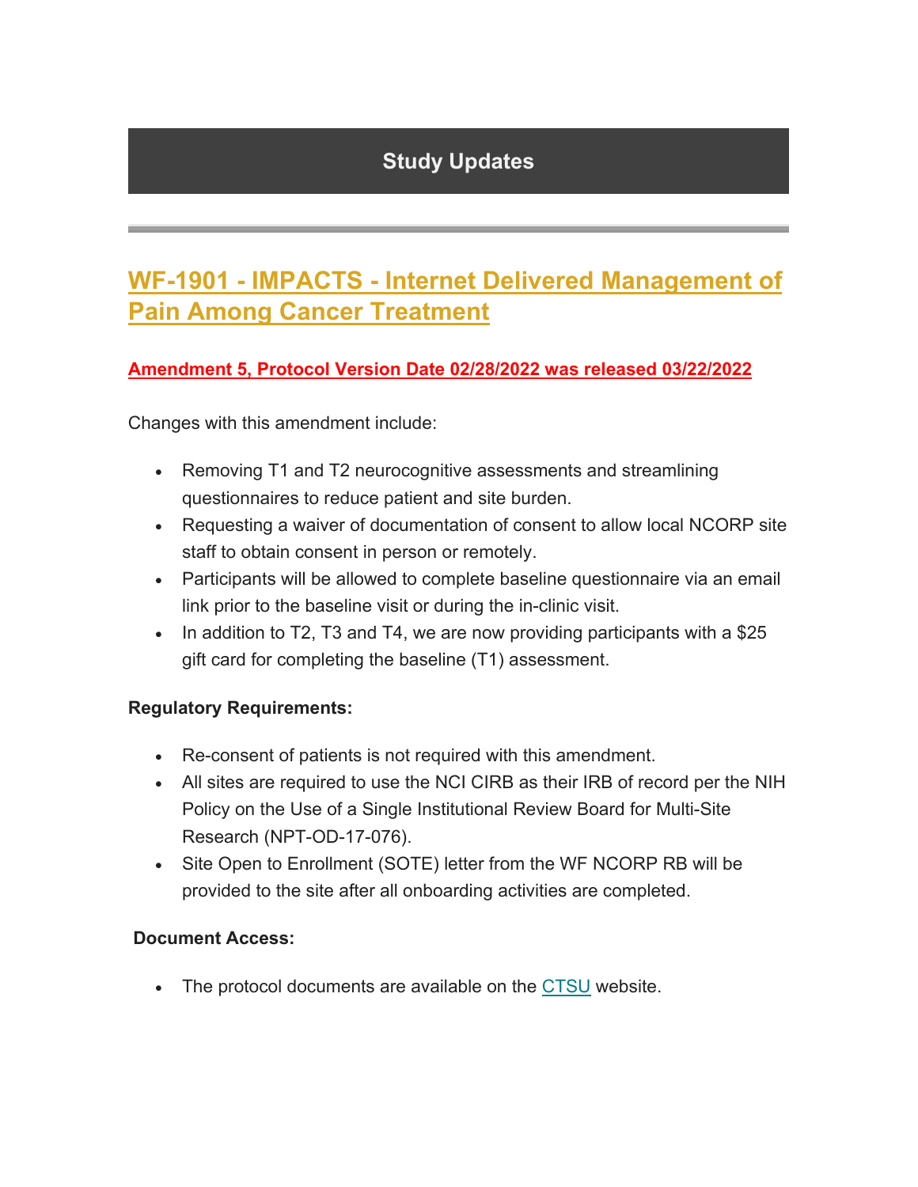## Study Updates

## WF-1901 - IMPACTS - Internet Delivered Management of Pain Among Cancer Treatment

**Amendment 5, Protocol Version Date 02/28/2022 was released 03/22/2022**

Changes with this amendment include:

- Removing T1 and T2 neurocognitive assessments and streamlining questionnaires to reduce patient and site burden.
- Requesting a waiver of documentation of consent to allow local NCORP site staff to obtain consent in person or remotely.
- Participants will be allowed to complete baseline questionnaire via an email link prior to the baseline visit or during the in-clinic visit.
- In addition to T2, T3 and T4, we are now providing participants with a $25 gift card for completing the baseline (T1) assessment.

**Regulatory Requirements:**

- Re-consent of patients is not required with this amendment.
- All sites are required to use the NCI CIRB as their IRB of record per the NIH Policy on the Use of a Single Institutional Review Board for Multi-Site Research (NPT-OD-17-076).
- Site Open to Enrollment (SOTE) letter from the WF NCORP RB will be provided to the site after all onboarding activities are completed.

**Document Access:**

- The protocol documents are available on the CTSU website.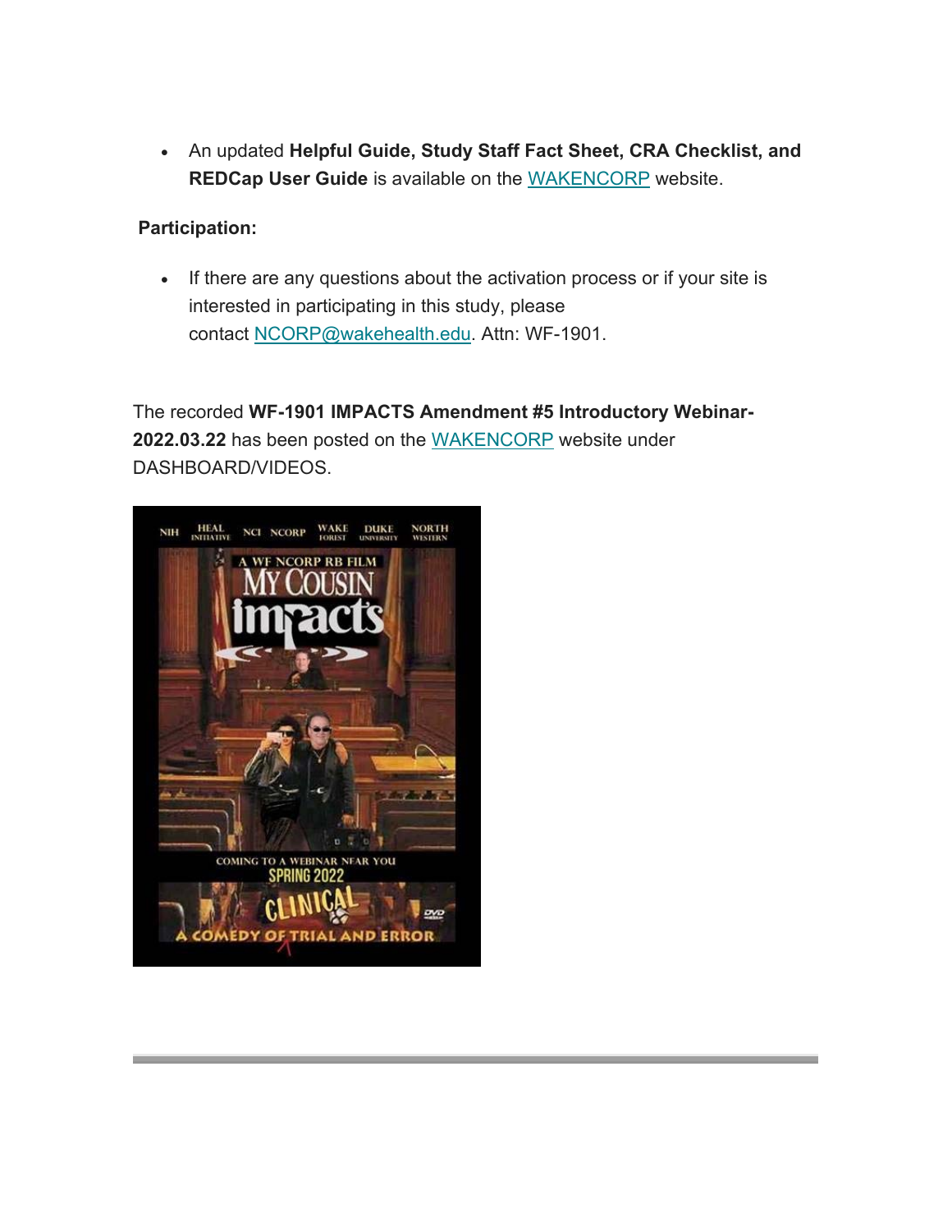- An updated **Helpful Guide, Study Staff Fact Sheet, CRA Checklist, and REDCap User Guide** is available on the WAKENCORP website.

**Participation:**

- If there are any questions about the activation process or if your site is interested in participating in this study, please contact NCORP@wakehealth.edu. Attn: WF-1901.

The recorded **WF-1901 IMPACTS Amendment #5 Introductory Webinar-2022.03.22** has been posted on the WAKENCORP website under DASHBOARD/VIDEOS.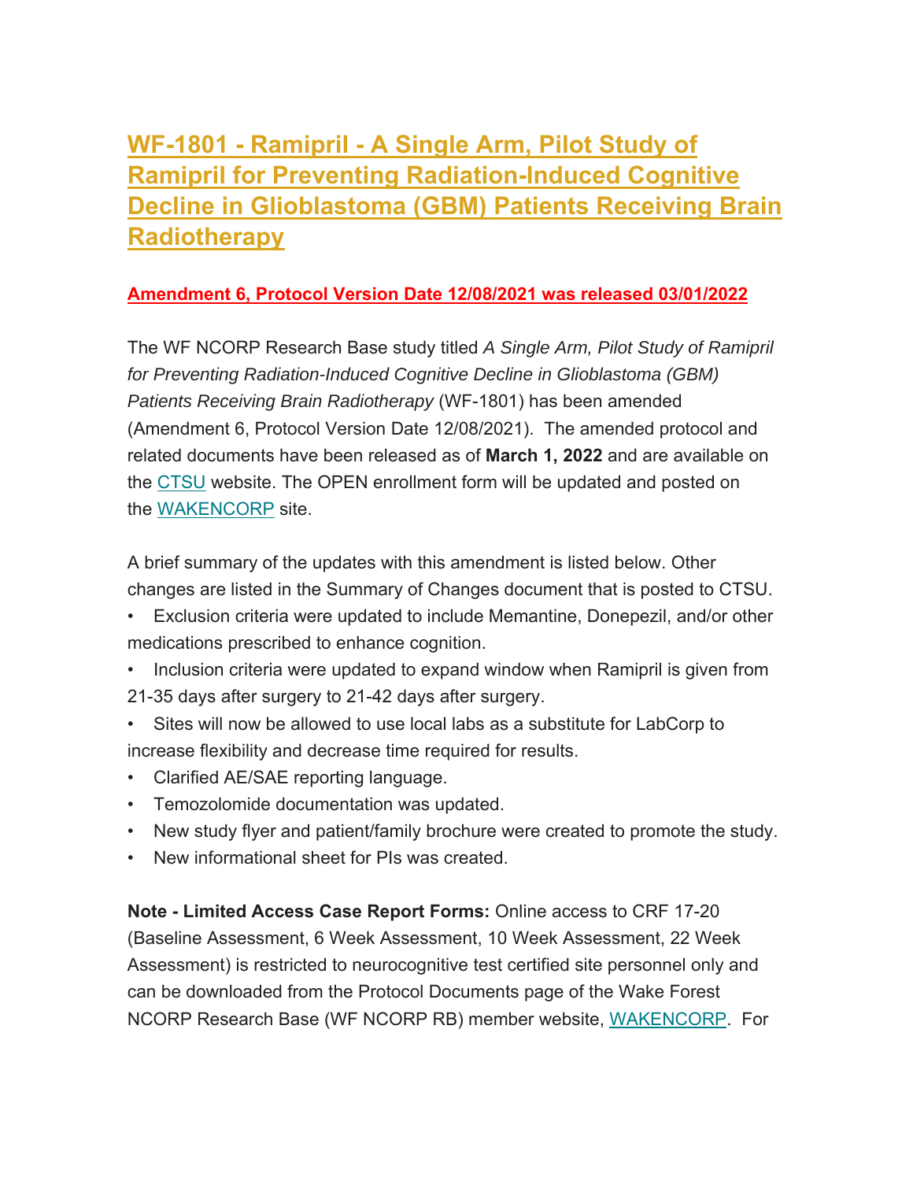## [WF-1801 - Ramipril - A Single Arm, Pilot Study of Ramipril for Preventing Radiation-Induced Cognitive Decline in Glioblastoma (GBM) Patients Receiving Brain Radiotherapy]()

**Amendment 6, Protocol Version Date 12/08/2021 was released 03/01/2022**

The WF NCORP Research Base study titled *A Single Arm, Pilot Study of Ramipril for Preventing Radiation-Induced Cognitive Decline in Glioblastoma (GBM) Patients Receiving Brain Radiotherapy* (WF-1801) has been amended (Amendment 6, Protocol Version Date 12/08/2021). The amended protocol and related documents have been released as of **March 1, 2022** and are available on the [CTSU]() website. The OPEN enrollment form will be updated and posted on the [WAKENCORP]() site.

A brief summary of the updates with this amendment is listed below. Other changes are listed in the Summary of Changes document that is posted to CTSU.

- Exclusion criteria were updated to include Memantine, Donepezil, and/or other medications prescribed to enhance cognition.
- Inclusion criteria were updated to expand window when Ramipril is given from 21-35 days after surgery to 21-42 days after surgery.
- Sites will now be allowed to use local labs as a substitute for LabCorp to increase flexibility and decrease time required for results.
- Clarified AE/SAE reporting language.
- Temozolomide documentation was updated.
- New study flyer and patient/family brochure were created to promote the study.
- New informational sheet for PIs was created.

**Note - Limited Access Case Report Forms:** Online access to CRF 17-20 (Baseline Assessment, 6 Week Assessment, 10 Week Assessment, 22 Week Assessment) is restricted to neurocognitive test certified site personnel only and can be downloaded from the Protocol Documents page of the Wake Forest NCORP Research Base (WF NCORP RB) member website, [WAKENCORP](). For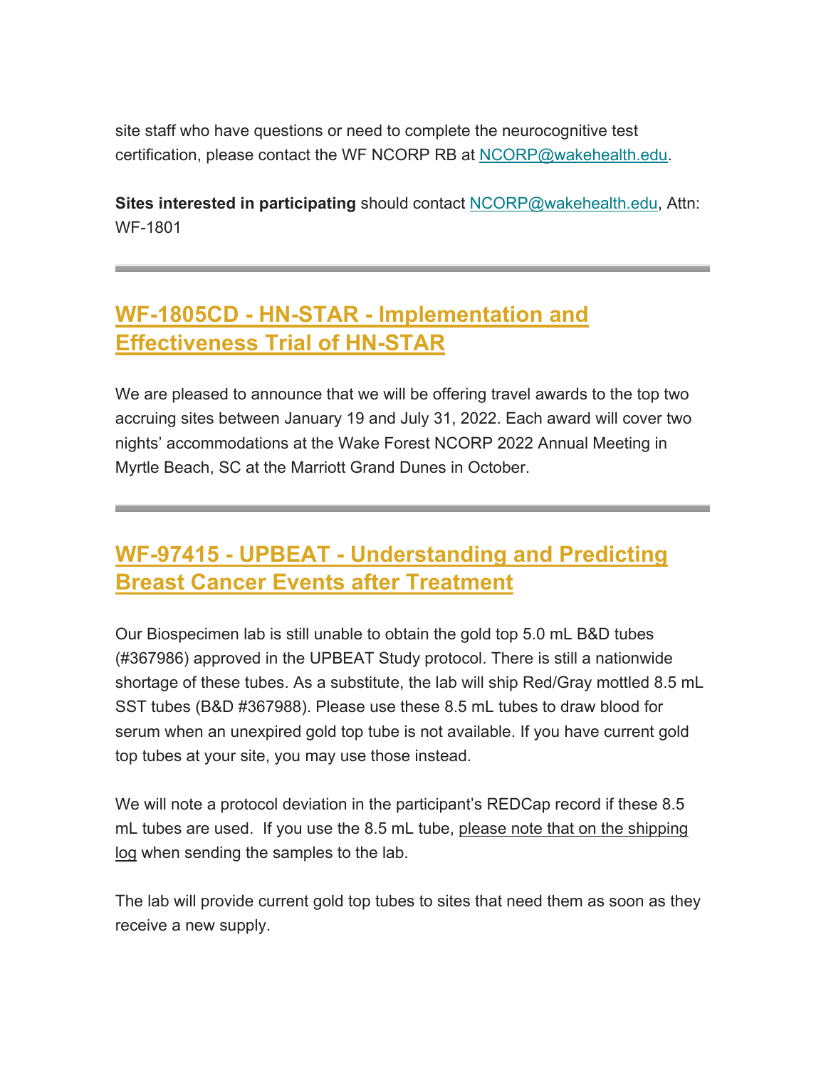site staff who have questions or need to complete the neurocognitive test certification, please contact the WF NCORP RB at NCORP@wakehealth.edu.

**Sites interested in participating** should contact NCORP@wakehealth.edu, Attn: WF-1801

---

## WF-1805CD - HN-STAR - Implementation and Effectiveness Trial of HN-STAR

We are pleased to announce that we will be offering travel awards to the top two accruing sites between January 19 and July 31, 2022. Each award will cover two nights' accommodations at the Wake Forest NCORP 2022 Annual Meeting in Myrtle Beach, SC at the Marriott Grand Dunes in October.

---

## WF-97415 - UPBEAT - Understanding and Predicting Breast Cancer Events after Treatment

Our Biospecimen lab is still unable to obtain the gold top 5.0 mL B&D tubes (#367986) approved in the UPBEAT Study protocol. There is still a nationwide shortage of these tubes. As a substitute, the lab will ship Red/Gray mottled 8.5 mL SST tubes (B&D #367988). Please use these 8.5 mL tubes to draw blood for serum when an unexpired gold top tube is not available. If you have current gold top tubes at your site, you may use those instead.

We will note a protocol deviation in the participant's REDCap record if these 8.5 mL tubes are used. If you use the 8.5 mL tube, please note that on the shipping log when sending the samples to the lab.

The lab will provide current gold top tubes to sites that need them as soon as they receive a new supply.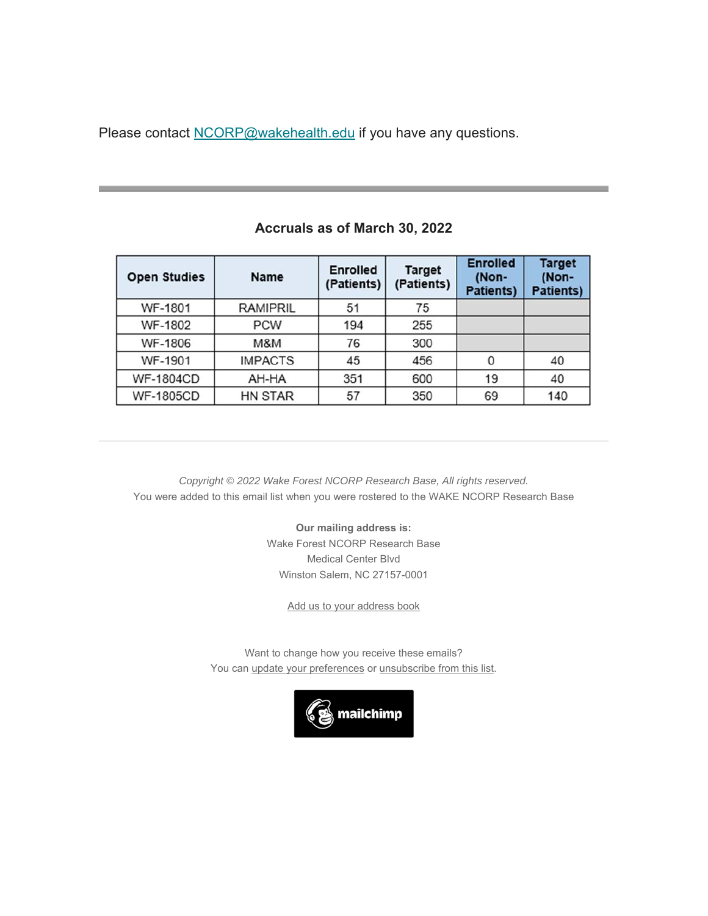Please contact NCORP@wakehealth.edu if you have any questions.

---

### Accruals as of March 30, 2022

| Open Studies | Name | Enrolled (Patients) | Target (Patients) | Enrolled (Non-Patients) | Target (Non-Patients) |
|---|---|---|---|---|---|
| WF-1801 | RAMIPRIL | 51 | 75 | | |
| WF-1802 | PCW | 194 | 255 | | |
| WF-1806 | M&M | 76 | 300 | | |
| WF-1901 | IMPACTS | 45 | 456 | 0 | 40 |
| WF-1804CD | AH-HA | 351 | 600 | 19 | 40 |
| WF-1805CD | HN STAR | 57 | 350 | 69 | 140 |

---

*Copyright © 2022 Wake Forest NCORP Research Base, All rights reserved.*
You were added to this email list when you were rostered to the WAKE NCORP Research Base

**Our mailing address is:**
Wake Forest NCORP Research Base
Medical Center Blvd
Winston Salem, NC 27157-0001

Add us to your address book

Want to change how you receive these emails?
You can update your preferences or unsubscribe from this list.

mailchimp